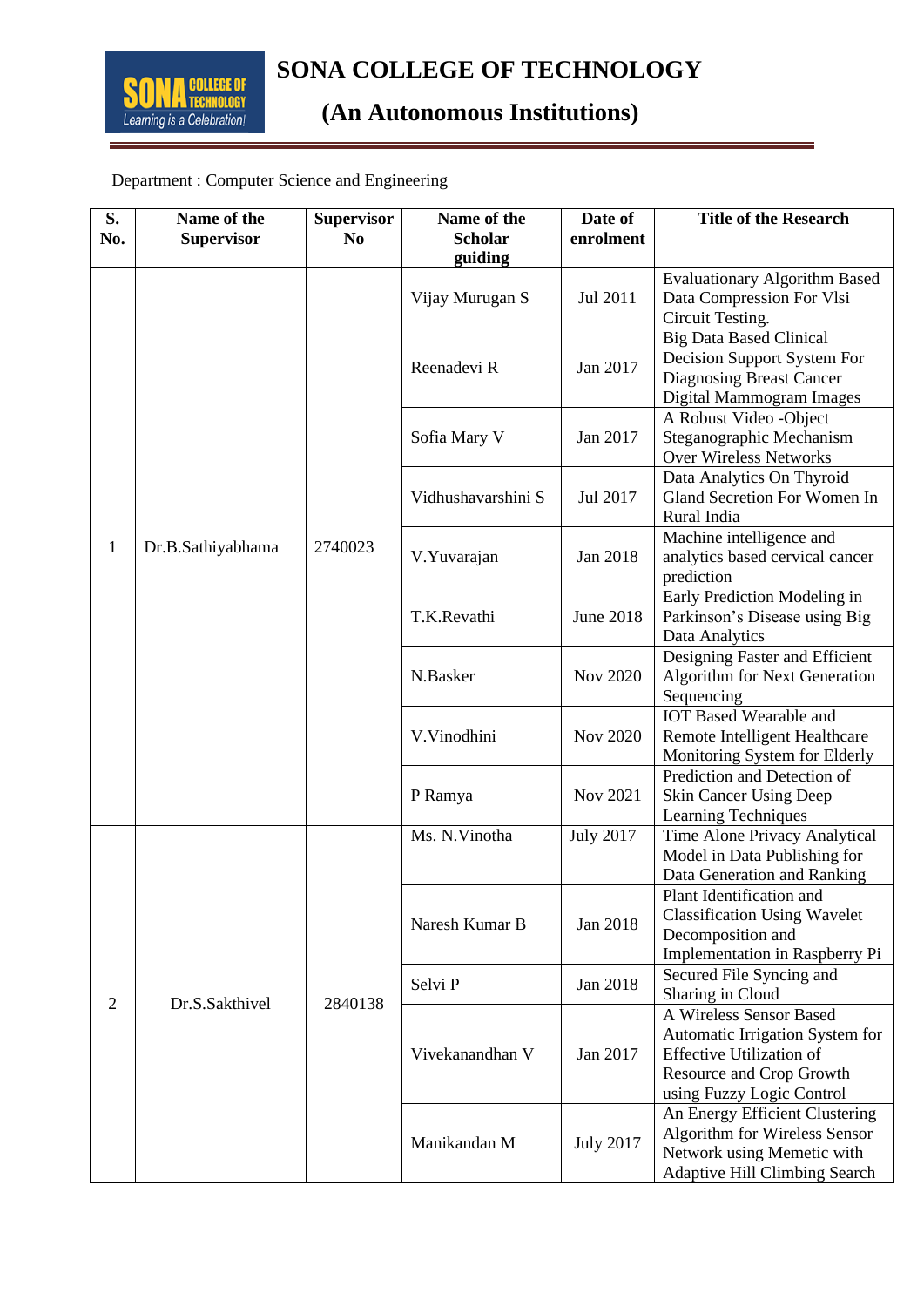# SONA COLLEGE OF TECHNOLOGY

## (An Autonomous Institutions)

Department : Computer Science and Engineering

| S. No. | Name of the Supervisor | Supervisor No | Name of the Scholar guiding | Date of enrolment | Title of the Research |
|---|---|---|---|---|---|
| 1 | Dr.B.Sathiyabhama | 2740023 | Vijay Murugan S | Jul 2011 | Evaluationary Algorithm Based Data Compression For Vlsi Circuit Testing. |
| | | | Reenadevi R | Jan 2017 | Big Data Based Clinical Decision Support System For Diagnosing Breast Cancer Digital Mammogram Images |
| | | | Sofia Mary V | Jan 2017 | A Robust Video -Object Steganographic Mechanism Over Wireless Networks |
| | | | Vidhushavarshini S | Jul 2017 | Data Analytics On Thyroid Gland Secretion For Women In Rural India |
| | | | V.Yuvarajan | Jan 2018 | Machine intelligence and analytics based cervical cancer prediction |
| | | | T.K.Revathi | June 2018 | Early Prediction Modeling in Parkinson's Disease using Big Data Analytics |
| | | | N.Basker | Nov 2020 | Designing Faster and Efficient Algorithm for Next Generation Sequencing |
| | | | V.Vinodhini | Nov 2020 | IOT Based Wearable and Remote Intelligent Healthcare Monitoring System for Elderly |
| | | | P Ramya | Nov 2021 | Prediction and Detection of Skin Cancer Using Deep Learning Techniques |
| 2 | Dr.S.Sakthivel | 2840138 | Ms. N.Vinotha | July 2017 | Time Alone Privacy Analytical Model in Data Publishing for Data Generation and Ranking |
| | | | Naresh Kumar B | Jan 2018 | Plant Identification and Classification Using Wavelet Decomposition and Implementation in Raspberry Pi |
| | | | Selvi P | Jan 2018 | Secured File Syncing and Sharing in Cloud |
| | | | Vivekanandhan V | Jan 2017 | A Wireless Sensor Based Automatic Irrigation System for Effective Utilization of Resource and Crop Growth using Fuzzy Logic Control |
| | | | Manikandan M | July 2017 | An Energy Efficient Clustering Algorithm for Wireless Sensor Network using Memetic with Adaptive Hill Climbing Search |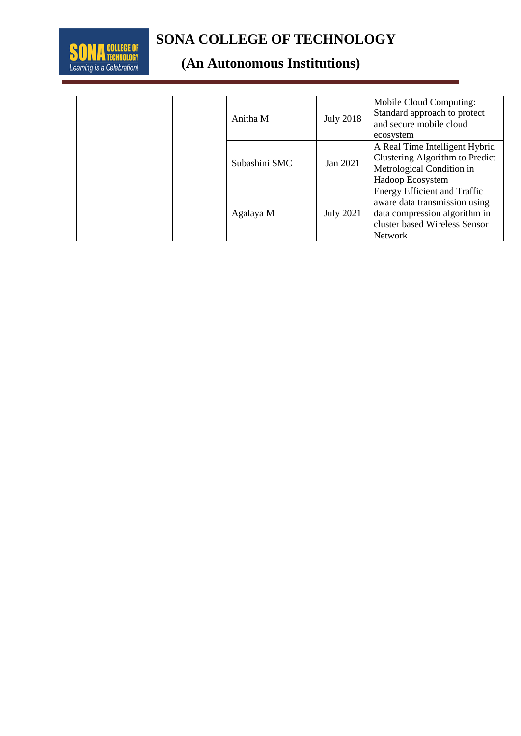| | | | | | |
|---|---|---|---|---|---|
| | | | Anitha M | July 2018 | Mobile Cloud Computing: Standard approach to protect and secure mobile cloud ecosystem |
| | | | Subashini SMC | Jan 2021 | A Real Time Intelligent Hybrid Clustering Algorithm to Predict Metrological Condition in Hadoop Ecosystem |
| | | | Agalaya M | July 2021 | Energy Efficient and Traffic aware data transmission using data compression algorithm in cluster based Wireless Sensor Network |